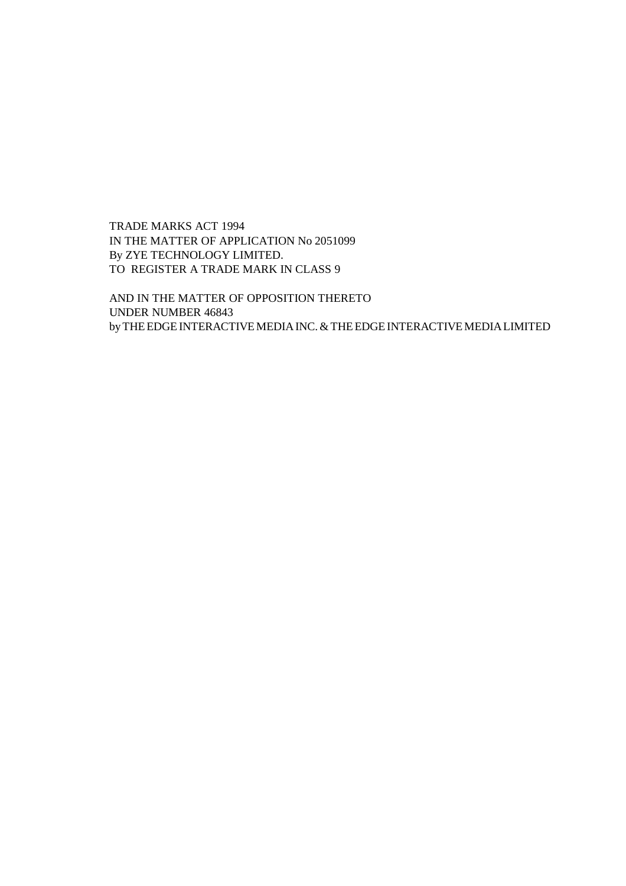TRADE MARKS ACT 1994
IN THE MATTER OF APPLICATION No 2051099
By ZYE TECHNOLOGY LIMITED.
TO REGISTER A TRADE MARK IN CLASS 9

AND IN THE MATTER OF OPPOSITION THERETO
UNDER NUMBER 46843
by THE EDGE INTERACTIVE MEDIA INC. & THE EDGE INTERACTIVE MEDIA LIMITED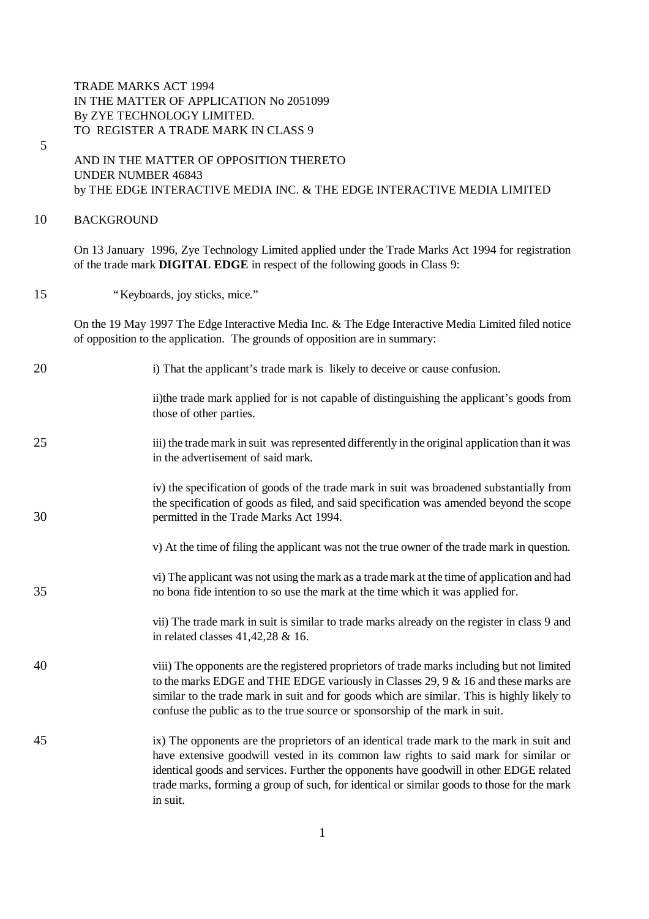TRADE MARKS ACT 1994
IN THE MATTER OF APPLICATION No 2051099
By ZYE TECHNOLOGY LIMITED.
TO REGISTER A TRADE MARK IN CLASS 9

AND IN THE MATTER OF OPPOSITION THERETO
UNDER NUMBER 46843
by THE EDGE INTERACTIVE MEDIA INC. & THE EDGE INTERACTIVE MEDIA LIMITED

## BACKGROUND

On 13 January 1996, Zye Technology Limited applied under the Trade Marks Act 1994 for registration of the trade mark **DIGITAL EDGE** in respect of the following goods in Class 9:

"Keyboards, joy sticks, mice."

On the 19 May 1997 The Edge Interactive Media Inc. & The Edge Interactive Media Limited filed notice of opposition to the application. The grounds of opposition are in summary:

i) That the applicant's trade mark is likely to deceive or cause confusion.

ii)the trade mark applied for is not capable of distinguishing the applicant's goods from those of other parties.

iii) the trade mark in suit was represented differently in the original application than it was in the advertisement of said mark.

iv) the specification of goods of the trade mark in suit was broadened substantially from the specification of goods as filed, and said specification was amended beyond the scope permitted in the Trade Marks Act 1994.

v) At the time of filing the applicant was not the true owner of the trade mark in question.

vi) The applicant was not using the mark as a trade mark at the time of application and had no bona fide intention to so use the mark at the time which it was applied for.

vii) The trade mark in suit is similar to trade marks already on the register in class 9 and in related classes 41,42,28 & 16.

viii) The opponents are the registered proprietors of trade marks including but not limited to the marks EDGE and THE EDGE variously in Classes 29, 9 & 16 and these marks are similar to the trade mark in suit and for goods which are similar. This is highly likely to confuse the public as to the true source or sponsorship of the mark in suit.

ix) The opponents are the proprietors of an identical trade mark to the mark in suit and have extensive goodwill vested in its common law rights to said mark for similar or identical goods and services. Further the opponents have goodwill in other EDGE related trade marks, forming a group of such, for identical or similar goods to those for the mark in suit.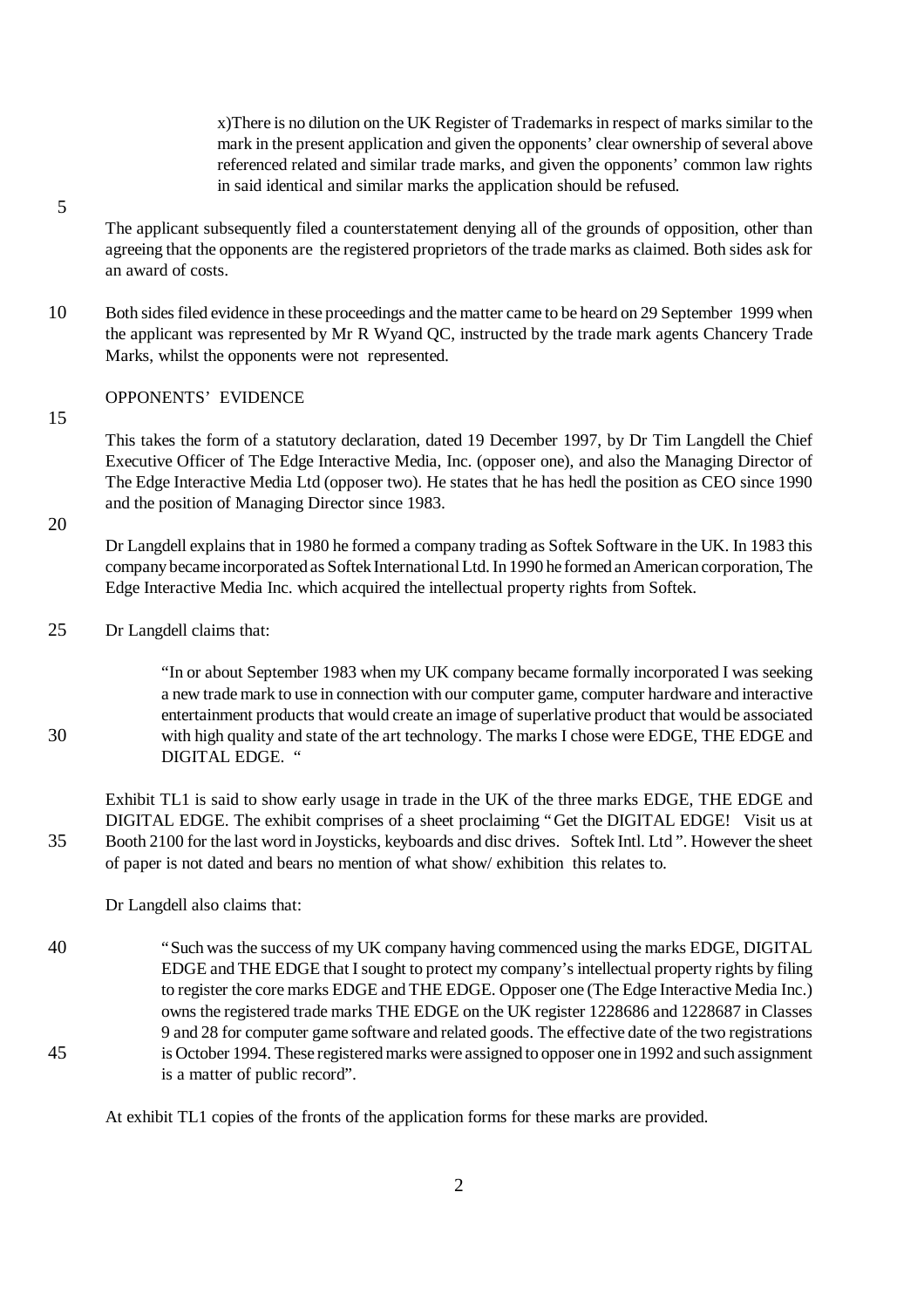x)There is no dilution on the UK Register of Trademarks in respect of marks similar to the mark in the present application and given the opponents' clear ownership of several above referenced related and similar trade marks, and given the opponents' common law rights in said identical and similar marks the application should be refused.

The applicant subsequently filed a counterstatement denying all of the grounds of opposition, other than agreeing that the opponents are the registered proprietors of the trade marks as claimed. Both sides ask for an award of costs.

Both sides filed evidence in these proceedings and the matter came to be heard on 29 September 1999 when the applicant was represented by Mr R Wyand QC, instructed by the trade mark agents Chancery Trade Marks, whilst the opponents were not represented.

OPPONENTS' EVIDENCE

This takes the form of a statutory declaration, dated 19 December 1997, by Dr Tim Langdell the Chief Executive Officer of The Edge Interactive Media, Inc. (opposer one), and also the Managing Director of The Edge Interactive Media Ltd (opposer two). He states that he has hedl the position as CEO since 1990 and the position of Managing Director since 1983.

Dr Langdell explains that in 1980 he formed a company trading as Softek Software in the UK. In 1983 this company became incorporated as Softek International Ltd. In 1990 he formed an American corporation, The Edge Interactive Media Inc. which acquired the intellectual property rights from Softek.

Dr Langdell claims that:

> "In or about September 1983 when my UK company became formally incorporated I was seeking a new trade mark to use in connection with our computer game, computer hardware and interactive entertainment products that would create an image of superlative product that would be associated with high quality and state of the art technology. The marks I chose were EDGE, THE EDGE and DIGITAL EDGE. "

Exhibit TL1 is said to show early usage in trade in the UK of the three marks EDGE, THE EDGE and DIGITAL EDGE. The exhibit comprises of a sheet proclaiming "Get the DIGITAL EDGE! Visit us at Booth 2100 for the last word in Joysticks, keyboards and disc drives. Softek Intl. Ltd ". However the sheet of paper is not dated and bears no mention of what show/ exhibition this relates to.

Dr Langdell also claims that:

> "Such was the success of my UK company having commenced using the marks EDGE, DIGITAL EDGE and THE EDGE that I sought to protect my company's intellectual property rights by filing to register the core marks EDGE and THE EDGE. Opposer one (The Edge Interactive Media Inc.) owns the registered trade marks THE EDGE on the UK register 1228686 and 1228687 in Classes 9 and 28 for computer game software and related goods. The effective date of the two registrations is October 1994. These registered marks were assigned to opposer one in 1992 and such assignment is a matter of public record".

At exhibit TL1 copies of the fronts of the application forms for these marks are provided.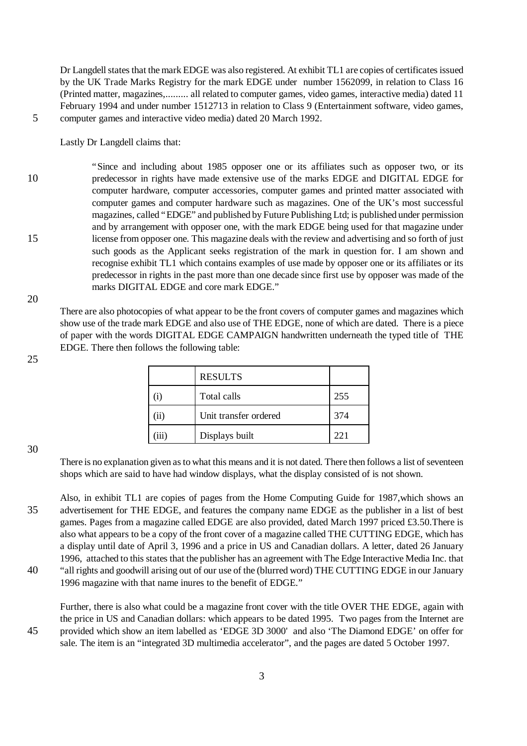Dr Langdell states that the mark EDGE was also registered. At exhibit TL1 are copies of certificates issued by the UK Trade Marks Registry for the mark EDGE under number 1562099, in relation to Class 16 (Printed matter, magazines,......... all related to computer games, video games, interactive media) dated 11 February 1994 and under number 1512713 in relation to Class 9 (Entertainment software, video games, computer games and interactive video media) dated 20 March 1992.

Lastly Dr Langdell claims that:

> "Since and including about 1985 opposer one or its affiliates such as opposer two, or its predecessor in rights have made extensive use of the marks EDGE and DIGITAL EDGE for computer hardware, computer accessories, computer games and printed matter associated with computer games and computer hardware such as magazines. One of the UK's most successful magazines, called "EDGE" and published by Future Publishing Ltd; is published under permission and by arrangement with opposer one, with the mark EDGE being used for that magazine under license from opposer one. This magazine deals with the review and advertising and so forth of just such goods as the Applicant seeks registration of the mark in question for. I am shown and recognise exhibit TL1 which contains examples of use made by opposer one or its affiliates or its predecessor in rights in the past more than one decade since first use by opposer was made of the marks DIGITAL EDGE and core mark EDGE."

There are also photocopies of what appear to be the front covers of computer games and magazines which show use of the trade mark EDGE and also use of THE EDGE, none of which are dated. There is a piece of paper with the words DIGITAL EDGE CAMPAIGN handwritten underneath the typed title of THE EDGE. There then follows the following table:

| | RESULTS | |
|---|---|---|
| (i) | Total calls | 255 |
| (ii) | Unit transfer ordered | 374 |
| (iii) | Displays built | 221 |

There is no explanation given as to what this means and it is not dated. There then follows a list of seventeen shops which are said to have had window displays, what the display consisted of is not shown.

Also, in exhibit TL1 are copies of pages from the Home Computing Guide for 1987,which shows an advertisement for THE EDGE, and features the company name EDGE as the publisher in a list of best games. Pages from a magazine called EDGE are also provided, dated March 1997 priced £3.50.There is also what appears to be a copy of the front cover of a magazine called THE CUTTING EDGE, which has a display until date of April 3, 1996 and a price in US and Canadian dollars. A letter, dated 26 January 1996, attached to this states that the publisher has an agreement with The Edge Interactive Media Inc. that "all rights and goodwill arising out of our use of the (blurred word) THE CUTTING EDGE in our January 1996 magazine with that name inures to the benefit of EDGE."

Further, there is also what could be a magazine front cover with the title OVER THE EDGE, again with the price in US and Canadian dollars: which appears to be dated 1995. Two pages from the Internet are provided which show an item labelled as 'EDGE 3D 3000' and also 'The Diamond EDGE' on offer for sale. The item is an "integrated 3D multimedia accelerator", and the pages are dated 5 October 1997.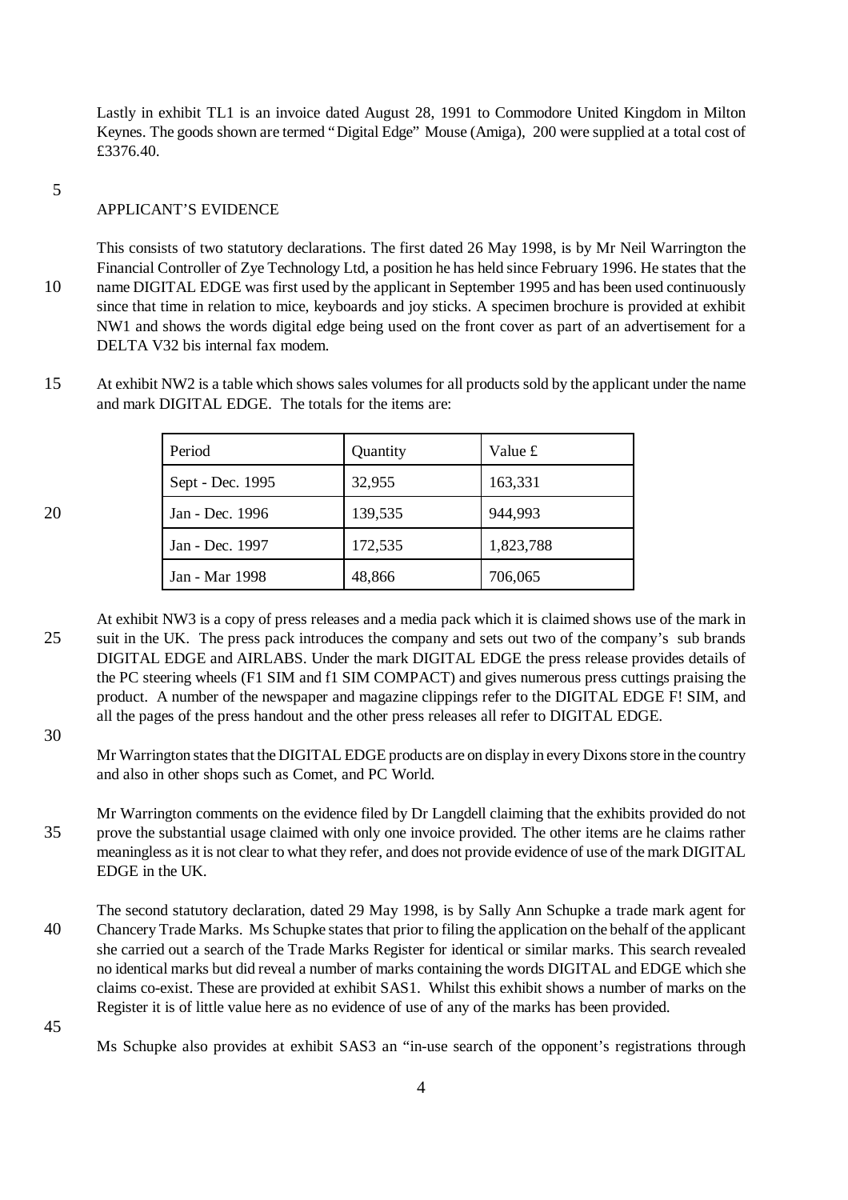Lastly in exhibit TL1 is an invoice dated August 28, 1991 to Commodore United Kingdom in Milton Keynes. The goods shown are termed "Digital Edge" Mouse (Amiga), 200 were supplied at a total cost of £3376.40.

APPLICANT'S EVIDENCE

This consists of two statutory declarations. The first dated 26 May 1998, is by Mr Neil Warrington the Financial Controller of Zye Technology Ltd, a position he has held since February 1996. He states that the name DIGITAL EDGE was first used by the applicant in September 1995 and has been used continuously since that time in relation to mice, keyboards and joy sticks. A specimen brochure is provided at exhibit NW1 and shows the words digital edge being used on the front cover as part of an advertisement for a DELTA V32 bis internal fax modem.

At exhibit NW2 is a table which shows sales volumes for all products sold by the applicant under the name and mark DIGITAL EDGE. The totals for the items are:

| Period | Quantity | Value £ |
|---|---|---|
| Sept - Dec. 1995 | 32,955 | 163,331 |
| Jan - Dec. 1996 | 139,535 | 944,993 |
| Jan - Dec. 1997 | 172,535 | 1,823,788 |
| Jan - Mar 1998 | 48,866 | 706,065 |

At exhibit NW3 is a copy of press releases and a media pack which it is claimed shows use of the mark in suit in the UK. The press pack introduces the company and sets out two of the company's sub brands DIGITAL EDGE and AIRLABS. Under the mark DIGITAL EDGE the press release provides details of the PC steering wheels (F1 SIM and f1 SIM COMPACT) and gives numerous press cuttings praising the product. A number of the newspaper and magazine clippings refer to the DIGITAL EDGE F! SIM, and all the pages of the press handout and the other press releases all refer to DIGITAL EDGE.

Mr Warrington states that the DIGITAL EDGE products are on display in every Dixons store in the country and also in other shops such as Comet, and PC World.

Mr Warrington comments on the evidence filed by Dr Langdell claiming that the exhibits provided do not prove the substantial usage claimed with only one invoice provided. The other items are he claims rather meaningless as it is not clear to what they refer, and does not provide evidence of use of the mark DIGITAL EDGE in the UK.

The second statutory declaration, dated 29 May 1998, is by Sally Ann Schupke a trade mark agent for Chancery Trade Marks. Ms Schupke states that prior to filing the application on the behalf of the applicant she carried out a search of the Trade Marks Register for identical or similar marks. This search revealed no identical marks but did reveal a number of marks containing the words DIGITAL and EDGE which she claims co-exist. These are provided at exhibit SAS1. Whilst this exhibit shows a number of marks on the Register it is of little value here as no evidence of use of any of the marks has been provided.

Ms Schupke also provides at exhibit SAS3 an "in-use search of the opponent's registrations through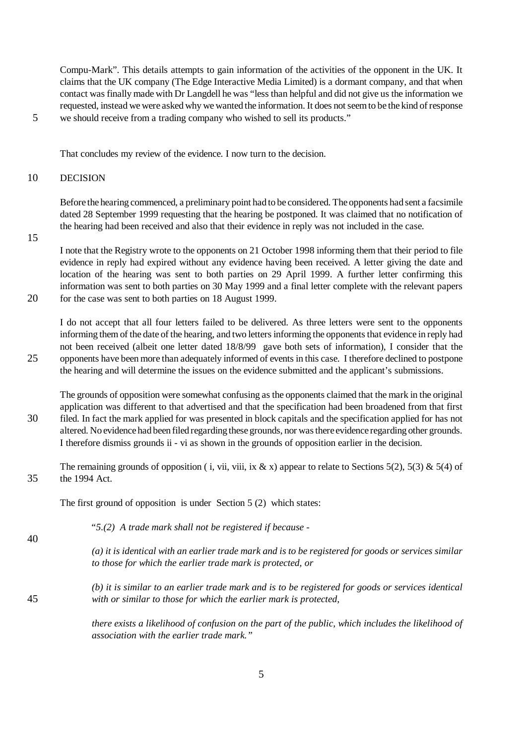Compu-Mark". This details attempts to gain information of the activities of the opponent in the UK. It claims that the UK company (The Edge Interactive Media Limited) is a dormant company, and that when contact was finally made with Dr Langdell he was "less than helpful and did not give us the information we requested, instead we were asked why we wanted the information. It does not seem to be the kind of response we should receive from a trading company who wished to sell its products."

That concludes my review of the evidence. I now turn to the decision.

## DECISION

Before the hearing commenced, a preliminary point had to be considered. The opponents had sent a facsimile dated 28 September 1999 requesting that the hearing be postponed. It was claimed that no notification of the hearing had been received and also that their evidence in reply was not included in the case.

I note that the Registry wrote to the opponents on 21 October 1998 informing them that their period to file evidence in reply had expired without any evidence having been received. A letter giving the date and location of the hearing was sent to both parties on 29 April 1999. A further letter confirming this information was sent to both parties on 30 May 1999 and a final letter complete with the relevant papers for the case was sent to both parties on 18 August 1999.

I do not accept that all four letters failed to be delivered. As three letters were sent to the opponents informing them of the date of the hearing, and two letters informing the opponents that evidence in reply had not been received (albeit one letter dated 18/8/99 gave both sets of information), I consider that the opponents have been more than adequately informed of events in this case. I therefore declined to postpone the hearing and will determine the issues on the evidence submitted and the applicant's submissions.

The grounds of opposition were somewhat confusing as the opponents claimed that the mark in the original application was different to that advertised and that the specification had been broadened from that first filed. In fact the mark applied for was presented in block capitals and the specification applied for has not altered. No evidence had been filed regarding these grounds, nor was there evidence regarding other grounds. I therefore dismiss grounds ii - vi as shown in the grounds of opposition earlier in the decision.

The remaining grounds of opposition ( i, vii, viii, ix & x) appear to relate to Sections 5(2), 5(3) & 5(4) of the 1994 Act.

The first ground of opposition is under Section 5 (2) which states:

> "*5.(2) A trade mark shall not be registered if because -*
>
> *(a) it is identical with an earlier trade mark and is to be registered for goods or services similar to those for which the earlier trade mark is protected, or*
>
> *(b) it is similar to an earlier trade mark and is to be registered for goods or services identical with or similar to those for which the earlier mark is protected,*
>
> *there exists a likelihood of confusion on the part of the public, which includes the likelihood of association with the earlier trade mark."*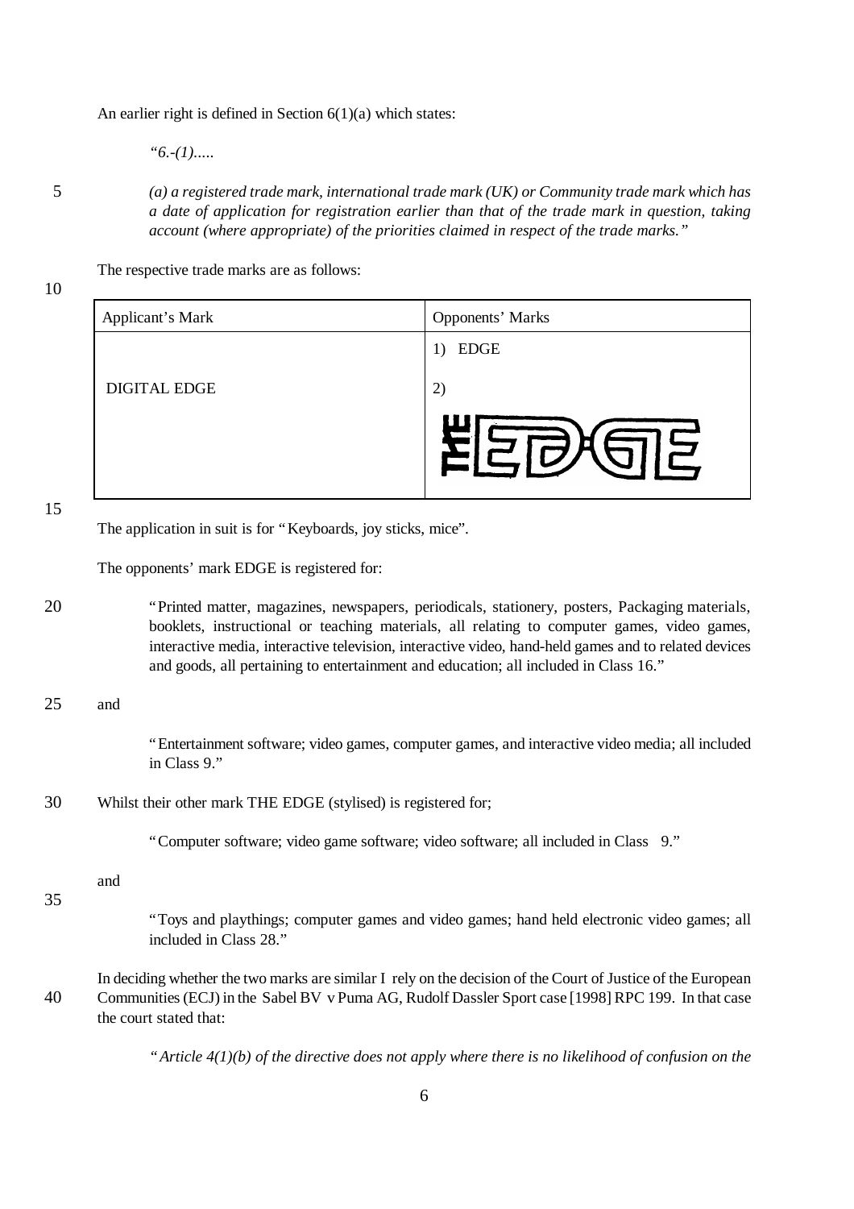An earlier right is defined in Section 6(1)(a) which states:

> *"6.-(1).....*
>
> *(a) a registered trade mark, international trade mark (UK) or Community trade mark which has a date of application for registration earlier than that of the trade mark in question, taking account (where appropriate) of the priorities claimed in respect of the trade marks."*

The respective trade marks are as follows:

| Applicant's Mark | Opponents' Marks |
|---|---|
| DIGITAL EDGE | 1) EDGE<br>2) THE EDGE (stylised) |

The application in suit is for "Keyboards, joy sticks, mice".

The opponents' mark EDGE is registered for:

> "Printed matter, magazines, newspapers, periodicals, stationery, posters, Packaging materials, booklets, instructional or teaching materials, all relating to computer games, video games, interactive media, interactive television, interactive video, hand-held games and to related devices and goods, all pertaining to entertainment and education; all included in Class 16."

and

> "Entertainment software; video games, computer games, and interactive video media; all included in Class 9."

Whilst their other mark THE EDGE (stylised) is registered for;

> "Computer software; video game software; video software; all included in Class 9."

and

> "Toys and playthings; computer games and video games; hand held electronic video games; all included in Class 28."

In deciding whether the two marks are similar I rely on the decision of the Court of Justice of the European Communities (ECJ) in the Sabel BV v Puma AG, Rudolf Dassler Sport case [1998] RPC 199. In that case the court stated that:

> *"Article 4(1)(b) of the directive does not apply where there is no likelihood of confusion on the*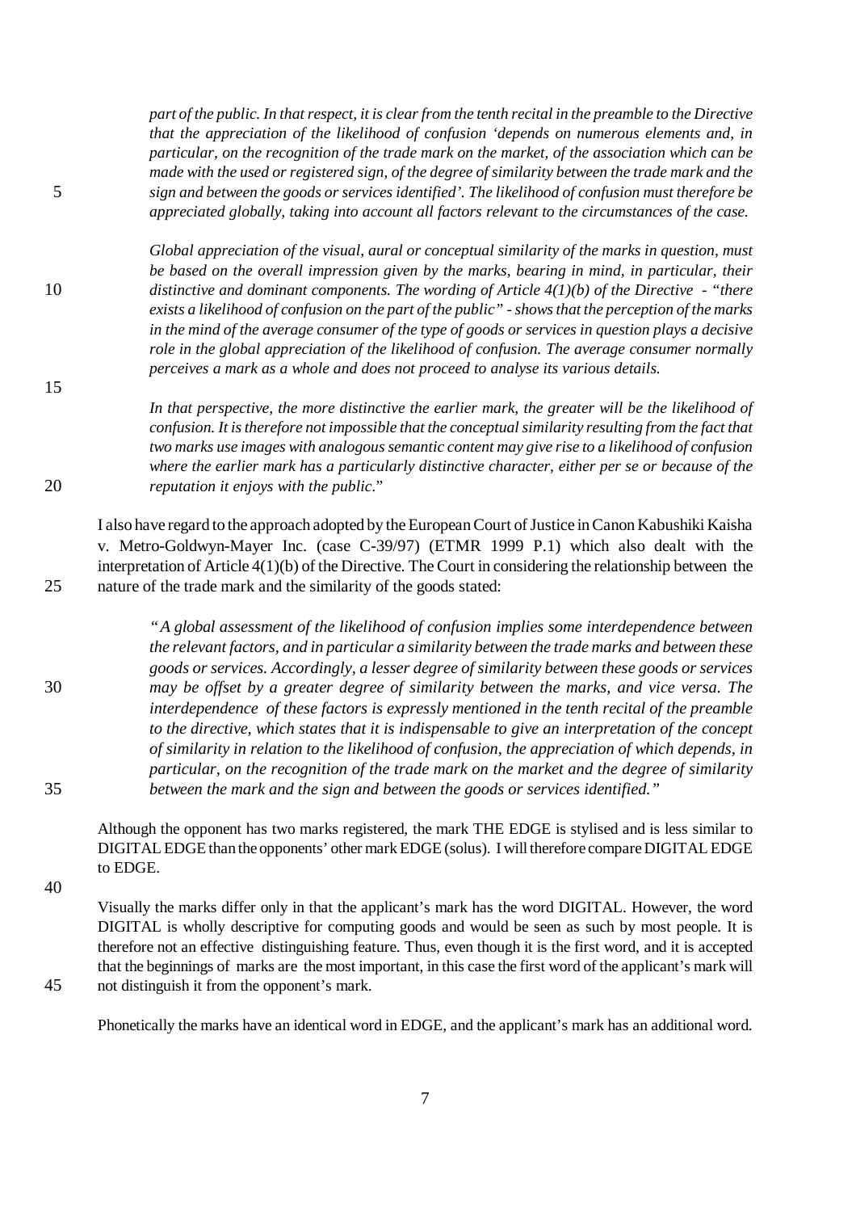*part of the public. In that respect, it is clear from the tenth recital in the preamble to the Directive that the appreciation of the likelihood of confusion 'depends on numerous elements and, in particular, on the recognition of the trade mark on the market, of the association which can be made with the used or registered sign, of the degree of similarity between the trade mark and the sign and between the goods or services identified'. The likelihood of confusion must therefore be appreciated globally, taking into account all factors relevant to the circumstances of the case.*

*Global appreciation of the visual, aural or conceptual similarity of the marks in question, must be based on the overall impression given by the marks, bearing in mind, in particular, their distinctive and dominant components. The wording of Article 4(1)(b) of the Directive - "there exists a likelihood of confusion on the part of the public" - shows that the perception of the marks in the mind of the average consumer of the type of goods or services in question plays a decisive role in the global appreciation of the likelihood of confusion. The average consumer normally perceives a mark as a whole and does not proceed to analyse its various details.*

*In that perspective, the more distinctive the earlier mark, the greater will be the likelihood of confusion. It is therefore not impossible that the conceptual similarity resulting from the fact that two marks use images with analogous semantic content may give rise to a likelihood of confusion where the earlier mark has a particularly distinctive character, either per se or because of the reputation it enjoys with the public.*"

I also have regard to the approach adopted by the European Court of Justice in Canon Kabushiki Kaisha v. Metro-Goldwyn-Mayer Inc. (case C-39/97) (ETMR 1999 P.1) which also dealt with the interpretation of Article 4(1)(b) of the Directive. The Court in considering the relationship between the nature of the trade mark and the similarity of the goods stated:

*"A global assessment of the likelihood of confusion implies some interdependence between the relevant factors, and in particular a similarity between the trade marks and between these goods or services. Accordingly, a lesser degree of similarity between these goods or services may be offset by a greater degree of similarity between the marks, and vice versa. The interdependence of these factors is expressly mentioned in the tenth recital of the preamble to the directive, which states that it is indispensable to give an interpretation of the concept of similarity in relation to the likelihood of confusion, the appreciation of which depends, in particular, on the recognition of the trade mark on the market and the degree of similarity between the mark and the sign and between the goods or services identified."*

Although the opponent has two marks registered, the mark THE EDGE is stylised and is less similar to DIGITAL EDGE than the opponents' other mark EDGE (solus). I will therefore compare DIGITAL EDGE to EDGE.

Visually the marks differ only in that the applicant's mark has the word DIGITAL. However, the word DIGITAL is wholly descriptive for computing goods and would be seen as such by most people. It is therefore not an effective distinguishing feature. Thus, even though it is the first word, and it is accepted that the beginnings of marks are the most important, in this case the first word of the applicant's mark will not distinguish it from the opponent's mark.

Phonetically the marks have an identical word in EDGE, and the applicant's mark has an additional word.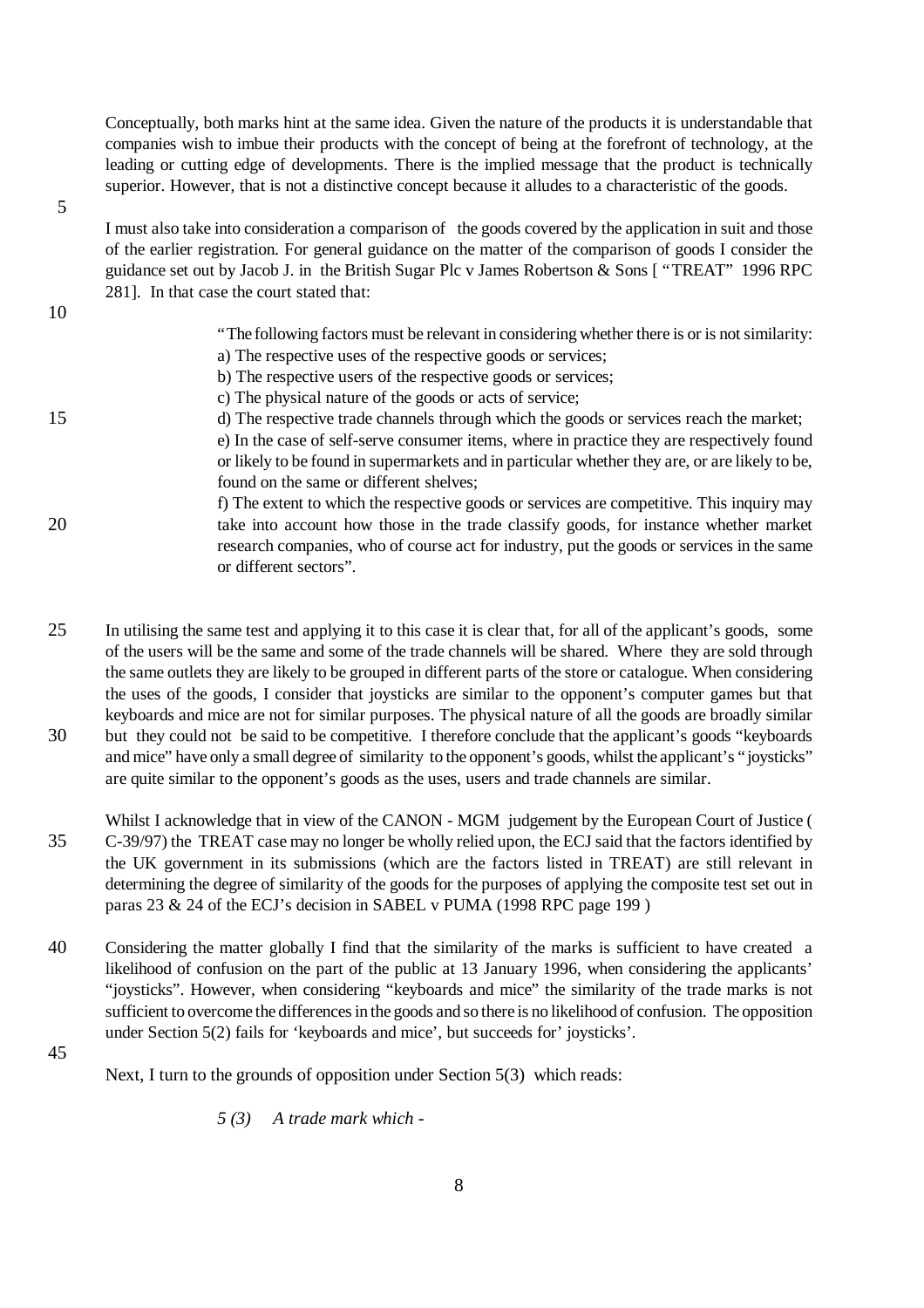Conceptually, both marks hint at the same idea. Given the nature of the products it is understandable that companies wish to imbue their products with the concept of being at the forefront of technology, at the leading or cutting edge of developments. There is the implied message that the product is technically superior. However, that is not a distinctive concept because it alludes to a characteristic of the goods.

I must also take into consideration a comparison of the goods covered by the application in suit and those of the earlier registration. For general guidance on the matter of the comparison of goods I consider the guidance set out by Jacob J. in the British Sugar Plc v James Robertson & Sons [ "TREAT" 1996 RPC 281]. In that case the court stated that:

> "The following factors must be relevant in considering whether there is or is not similarity:
> a) The respective uses of the respective goods or services;
> b) The respective users of the respective goods or services;
> c) The physical nature of the goods or acts of service;
> d) The respective trade channels through which the goods or services reach the market;
> e) In the case of self-serve consumer items, where in practice they are respectively found or likely to be found in supermarkets and in particular whether they are, or are likely to be, found on the same or different shelves;
> f) The extent to which the respective goods or services are competitive. This inquiry may take into account how those in the trade classify goods, for instance whether market research companies, who of course act for industry, put the goods or services in the same or different sectors".

In utilising the same test and applying it to this case it is clear that, for all of the applicant's goods, some of the users will be the same and some of the trade channels will be shared. Where they are sold through the same outlets they are likely to be grouped in different parts of the store or catalogue. When considering the uses of the goods, I consider that joysticks are similar to the opponent's computer games but that keyboards and mice are not for similar purposes. The physical nature of all the goods are broadly similar but they could not be said to be competitive. I therefore conclude that the applicant's goods "keyboards and mice" have only a small degree of similarity to the opponent's goods, whilst the applicant's "joysticks" are quite similar to the opponent's goods as the uses, users and trade channels are similar.

Whilst I acknowledge that in view of the CANON - MGM judgement by the European Court of Justice ( C-39/97) the TREAT case may no longer be wholly relied upon, the ECJ said that the factors identified by the UK government in its submissions (which are the factors listed in TREAT) are still relevant in determining the degree of similarity of the goods for the purposes of applying the composite test set out in paras 23 & 24 of the ECJ's decision in SABEL v PUMA (1998 RPC page 199 )

Considering the matter globally I find that the similarity of the marks is sufficient to have created a likelihood of confusion on the part of the public at 13 January 1996, when considering the applicants' "joysticks". However, when considering "keyboards and mice" the similarity of the trade marks is not sufficient to overcome the differences in the goods and so there is no likelihood of confusion. The opposition under Section 5(2) fails for 'keyboards and mice', but succeeds for' joysticks'.

Next, I turn to the grounds of opposition under Section 5(3) which reads:

> *5 (3) A trade mark which -*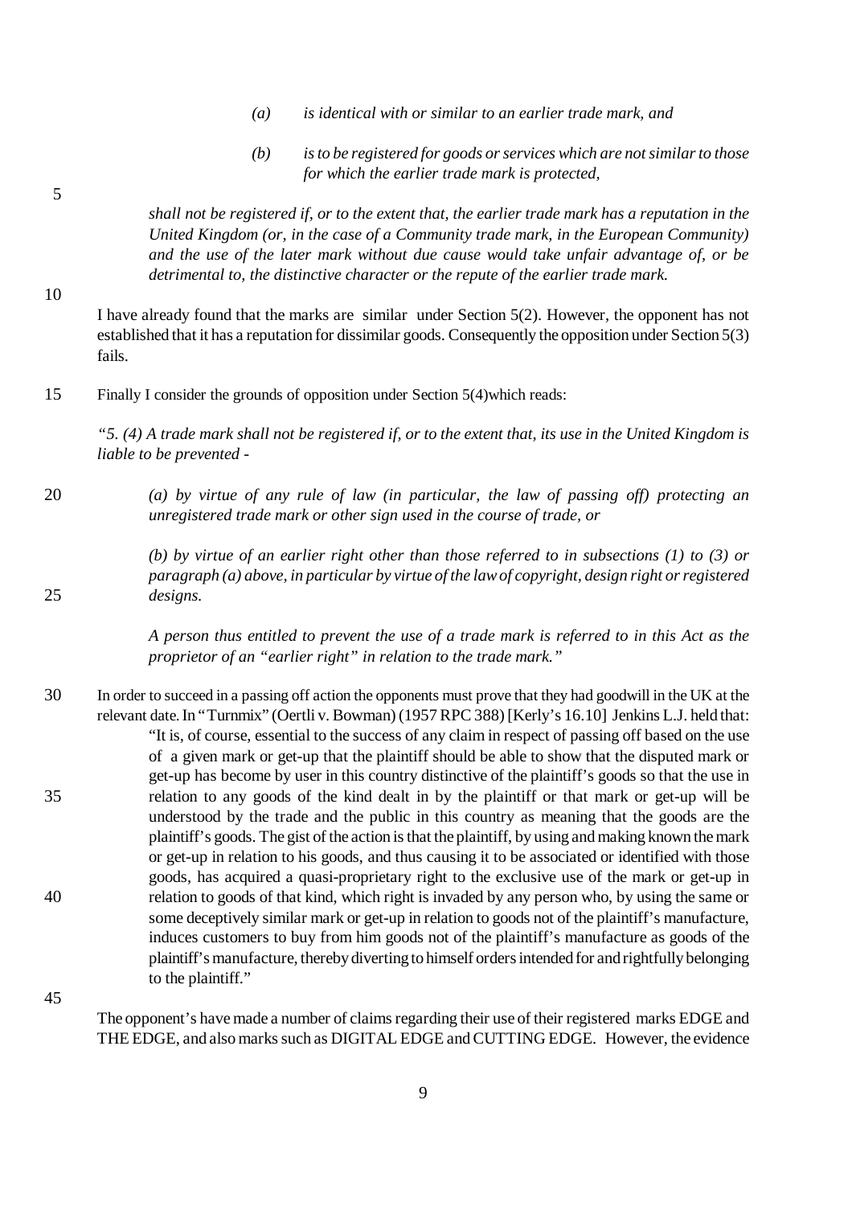> *(a) is identical with or similar to an earlier trade mark, and*
>
> *(b) is to be registered for goods or services which are not similar to those for which the earlier trade mark is protected,*
>
> *shall not be registered if, or to the extent that, the earlier trade mark has a reputation in the United Kingdom (or, in the case of a Community trade mark, in the European Community) and the use of the later mark without due cause would take unfair advantage of, or be detrimental to, the distinctive character or the repute of the earlier trade mark.*

I have already found that the marks are similar under Section 5(2). However, the opponent has not established that it has a reputation for dissimilar goods. Consequently the opposition under Section 5(3) fails.

Finally I consider the grounds of opposition under Section 5(4)which reads:

> *"5. (4) A trade mark shall not be registered if, or to the extent that, its use in the United Kingdom is liable to be prevented -*
>
> *(a) by virtue of any rule of law (in particular, the law of passing off) protecting an unregistered trade mark or other sign used in the course of trade, or*
>
> *(b) by virtue of an earlier right other than those referred to in subsections (1) to (3) or paragraph (a) above, in particular by virtue of the law of copyright, design right or registered designs.*
>
> *A person thus entitled to prevent the use of a trade mark is referred to in this Act as the proprietor of an "earlier right" in relation to the trade mark."*

In order to succeed in a passing off action the opponents must prove that they had goodwill in the UK at the relevant date. In "Turnmix" (Oertli v. Bowman) (1957 RPC 388) [Kerly's 16.10] Jenkins L.J. held that:

> "It is, of course, essential to the success of any claim in respect of passing off based on the use of a given mark or get-up that the plaintiff should be able to show that the disputed mark or get-up has become by user in this country distinctive of the plaintiff's goods so that the use in relation to any goods of the kind dealt in by the plaintiff or that mark or get-up will be understood by the trade and the public in this country as meaning that the goods are the plaintiff's goods. The gist of the action is that the plaintiff, by using and making known the mark or get-up in relation to his goods, and thus causing it to be associated or identified with those goods, has acquired a quasi-proprietary right to the exclusive use of the mark or get-up in relation to goods of that kind, which right is invaded by any person who, by using the same or some deceptively similar mark or get-up in relation to goods not of the plaintiff's manufacture, induces customers to buy from him goods not of the plaintiff's manufacture as goods of the plaintiff's manufacture, thereby diverting to himself orders intended for and rightfully belonging to the plaintiff."

The opponent's have made a number of claims regarding their use of their registered marks EDGE and THE EDGE, and also marks such as DIGITAL EDGE and CUTTING EDGE. However, the evidence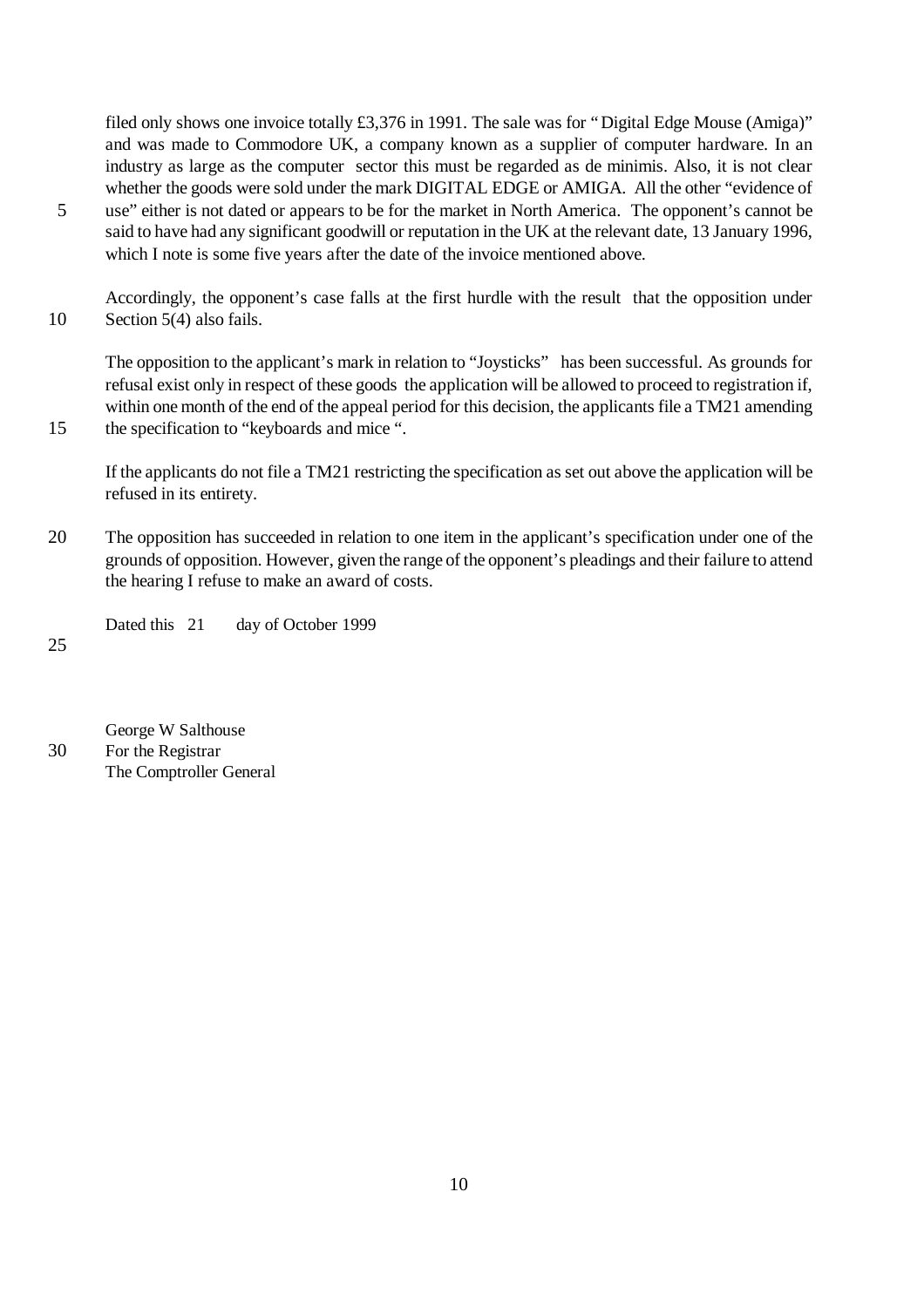filed only shows one invoice totally £3,376 in 1991. The sale was for " Digital Edge Mouse (Amiga)" and was made to Commodore UK, a company known as a supplier of computer hardware. In an industry as large as the computer sector this must be regarded as de minimis. Also, it is not clear whether the goods were sold under the mark DIGITAL EDGE or AMIGA. All the other "evidence of use" either is not dated or appears to be for the market in North America. The opponent's cannot be said to have had any significant goodwill or reputation in the UK at the relevant date, 13 January 1996, which I note is some five years after the date of the invoice mentioned above.

Accordingly, the opponent's case falls at the first hurdle with the result that the opposition under Section 5(4) also fails.

The opposition to the applicant's mark in relation to "Joysticks" has been successful. As grounds for refusal exist only in respect of these goods the application will be allowed to proceed to registration if, within one month of the end of the appeal period for this decision, the applicants file a TM21 amending the specification to "keyboards and mice ".

If the applicants do not file a TM21 restricting the specification as set out above the application will be refused in its entirety.

The opposition has succeeded in relation to one item in the applicant's specification under one of the grounds of opposition. However, given the range of the opponent's pleadings and their failure to attend the hearing I refuse to make an award of costs.

Dated this 21 day of October 1999

George W Salthouse
For the Registrar
The Comptroller General